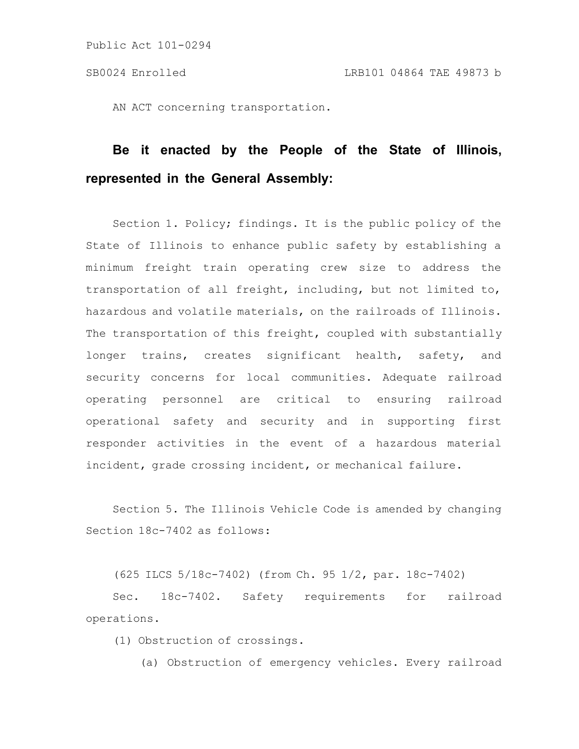Public Act 101-0294

SB0024 Enrolled LRB101 04864 TAE 49873 b

AN ACT concerning transportation.

**Be it enacted by the People of the State of Illinois, represented in the General Assembly:**

Section 1. Policy; findings. It is the public policy of the State of Illinois to enhance public safety by establishing a minimum freight train operating crew size to address the transportation of all freight, including, but not limited to, hazardous and volatile materials, on the railroads of Illinois. The transportation of this freight, coupled with substantially longer trains, creates significant health, safety, and security concerns for local communities. Adequate railroad operating personnel are critical to ensuring railroad operational safety and security and in supporting first responder activities in the event of a hazardous material incident, grade crossing incident, or mechanical failure.

Section 5. The Illinois Vehicle Code is amended by changing Section 18c-7402 as follows:

(625 ILCS 5/18c-7402) (from Ch. 95 1/2, par. 18c-7402)

Sec. 18c-7402. Safety requirements for railroad operations.

(1) Obstruction of crossings.

(a) Obstruction of emergency vehicles. Every railroad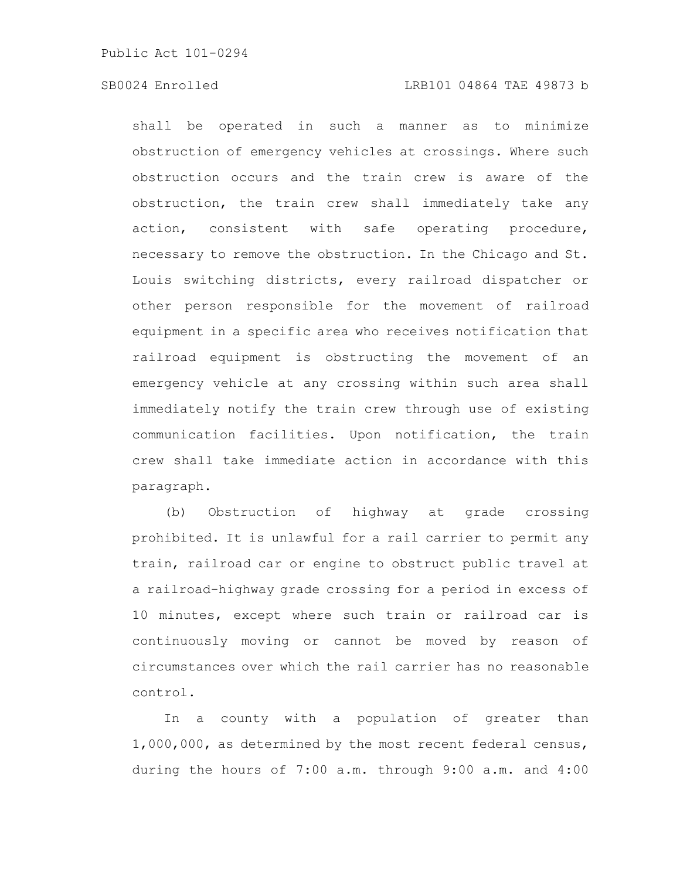shall be operated in such a manner as to minimize obstruction of emergency vehicles at crossings. Where such obstruction occurs and the train crew is aware of the obstruction, the train crew shall immediately take any action, consistent with safe operating procedure, necessary to remove the obstruction. In the Chicago and St. Louis switching districts, every railroad dispatcher or other person responsible for the movement of railroad equipment in a specific area who receives notification that railroad equipment is obstructing the movement of an emergency vehicle at any crossing within such area shall immediately notify the train crew through use of existing communication facilities. Upon notification, the train crew shall take immediate action in accordance with this paragraph.

(b) Obstruction of highway at grade crossing prohibited. It is unlawful for a rail carrier to permit any train, railroad car or engine to obstruct public travel at a railroad-highway grade crossing for a period in excess of 10 minutes, except where such train or railroad car is continuously moving or cannot be moved by reason of circumstances over which the rail carrier has no reasonable control.

In a county with a population of greater than 1,000,000, as determined by the most recent federal census, during the hours of 7:00 a.m. through 9:00 a.m. and 4:00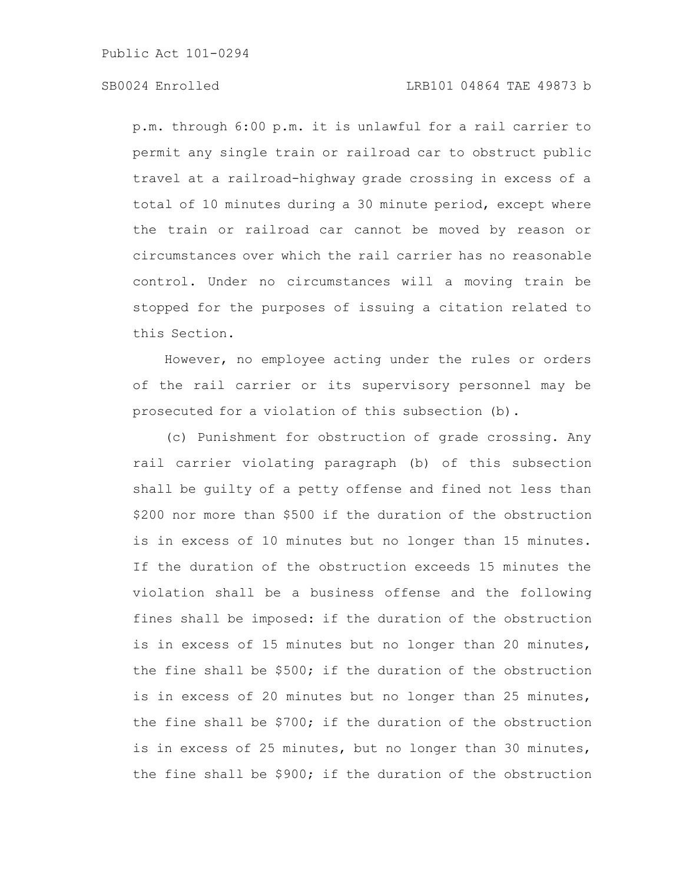p.m. through 6:00 p.m. it is unlawful for a rail carrier to permit any single train or railroad car to obstruct public travel at a railroad-highway grade crossing in excess of a total of 10 minutes during a 30 minute period, except where the train or railroad car cannot be moved by reason or circumstances over which the rail carrier has no reasonable control. Under no circumstances will a moving train be stopped for the purposes of issuing a citation related to this Section.

However, no employee acting under the rules or orders of the rail carrier or its supervisory personnel may be prosecuted for a violation of this subsection (b).

(c) Punishment for obstruction of grade crossing. Any rail carrier violating paragraph (b) of this subsection shall be guilty of a petty offense and fined not less than $200 nor more than $500 if the duration of the obstruction is in excess of 10 minutes but no longer than 15 minutes. If the duration of the obstruction exceeds 15 minutes the violation shall be a business offense and the following fines shall be imposed: if the duration of the obstruction is in excess of 15 minutes but no longer than 20 minutes, the fine shall be $500; if the duration of the obstruction is in excess of 20 minutes but no longer than 25 minutes, the fine shall be $700; if the duration of the obstruction is in excess of 25 minutes, but no longer than 30 minutes, the fine shall be $900; if the duration of the obstruction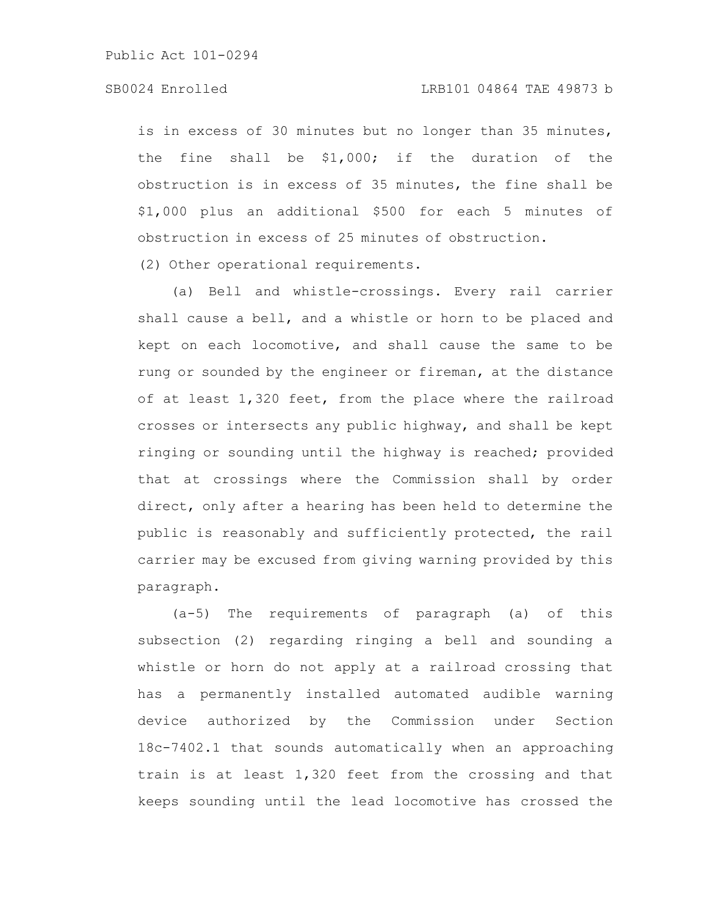is in excess of 30 minutes but no longer than 35 minutes, the fine shall be $1,000; if the duration of the obstruction is in excess of 35 minutes, the fine shall be $1,000 plus an additional $500 for each 5 minutes of obstruction in excess of 25 minutes of obstruction.

(2) Other operational requirements.

(a) Bell and whistle-crossings. Every rail carrier shall cause a bell, and a whistle or horn to be placed and kept on each locomotive, and shall cause the same to be rung or sounded by the engineer or fireman, at the distance of at least 1,320 feet, from the place where the railroad crosses or intersects any public highway, and shall be kept ringing or sounding until the highway is reached; provided that at crossings where the Commission shall by order direct, only after a hearing has been held to determine the public is reasonably and sufficiently protected, the rail carrier may be excused from giving warning provided by this paragraph.

(a-5) The requirements of paragraph (a) of this subsection (2) regarding ringing a bell and sounding a whistle or horn do not apply at a railroad crossing that has a permanently installed automated audible warning device authorized by the Commission under Section 18c-7402.1 that sounds automatically when an approaching train is at least 1,320 feet from the crossing and that keeps sounding until the lead locomotive has crossed the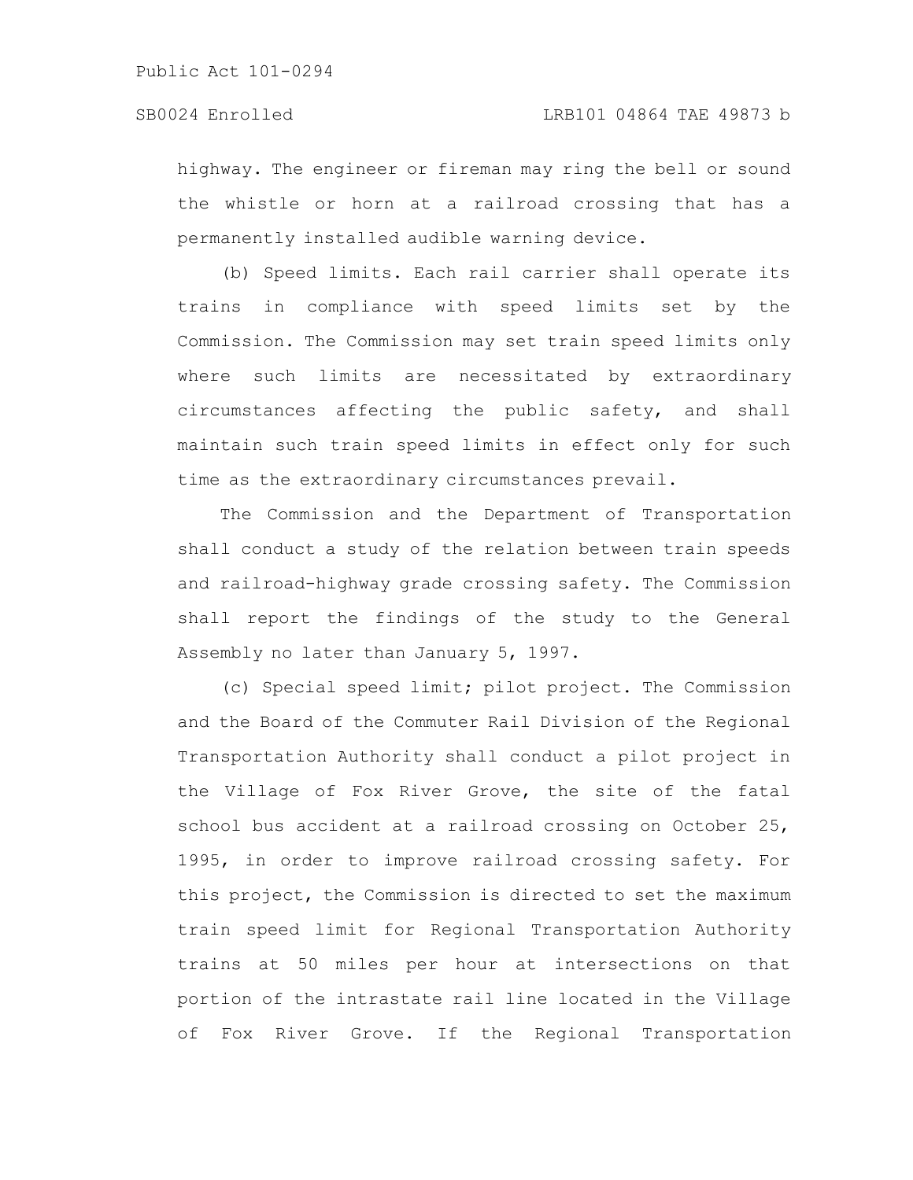highway. The engineer or fireman may ring the bell or sound the whistle or horn at a railroad crossing that has a permanently installed audible warning device.

(b) Speed limits. Each rail carrier shall operate its trains in compliance with speed limits set by the Commission. The Commission may set train speed limits only where such limits are necessitated by extraordinary circumstances affecting the public safety, and shall maintain such train speed limits in effect only for such time as the extraordinary circumstances prevail.

The Commission and the Department of Transportation shall conduct a study of the relation between train speeds and railroad-highway grade crossing safety. The Commission shall report the findings of the study to the General Assembly no later than January 5, 1997.

(c) Special speed limit; pilot project. The Commission and the Board of the Commuter Rail Division of the Regional Transportation Authority shall conduct a pilot project in the Village of Fox River Grove, the site of the fatal school bus accident at a railroad crossing on October 25, 1995, in order to improve railroad crossing safety. For this project, the Commission is directed to set the maximum train speed limit for Regional Transportation Authority trains at 50 miles per hour at intersections on that portion of the intrastate rail line located in the Village of Fox River Grove. If the Regional Transportation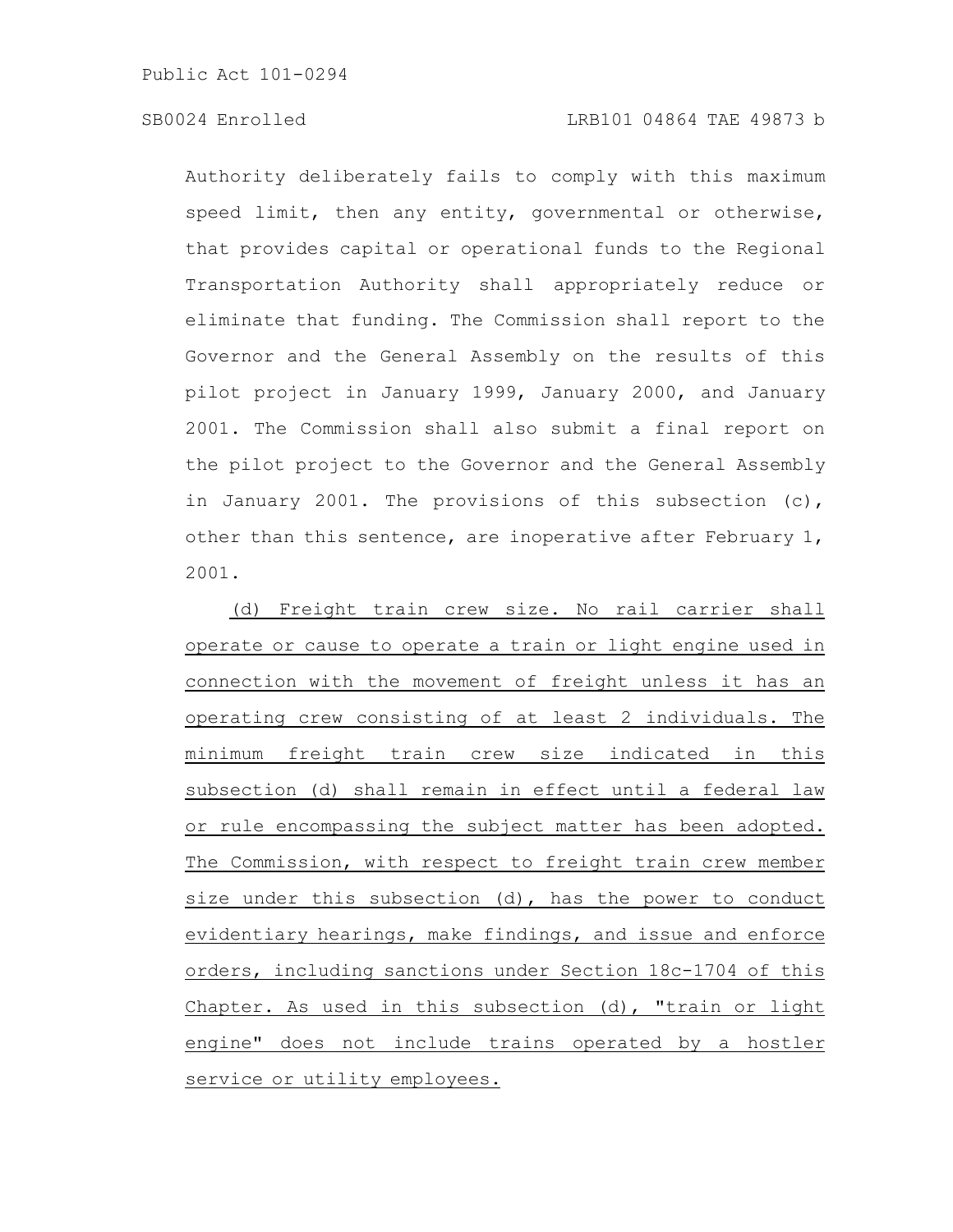Authority deliberately fails to comply with this maximum speed limit, then any entity, governmental or otherwise, that provides capital or operational funds to the Regional Transportation Authority shall appropriately reduce or eliminate that funding. The Commission shall report to the Governor and the General Assembly on the results of this pilot project in January 1999, January 2000, and January 2001. The Commission shall also submit a final report on the pilot project to the Governor and the General Assembly in January 2001. The provisions of this subsection (c), other than this sentence, are inoperative after February 1, 2001.

<u>(d) Freight train crew size. No rail carrier shall operate or cause to operate a train or light engine used in connection with the movement of freight unless it has an operating crew consisting of at least 2 individuals. The minimum freight train crew size indicated in this subsection (d) shall remain in effect until a federal law or rule encompassing the subject matter has been adopted. The Commission, with respect to freight train crew member size under this subsection (d), has the power to conduct evidentiary hearings, make findings, and issue and enforce orders, including sanctions under Section 18c-1704 of this Chapter. As used in this subsection (d), "train or light engine" does not include trains operated by a hostler service or utility employees.</u>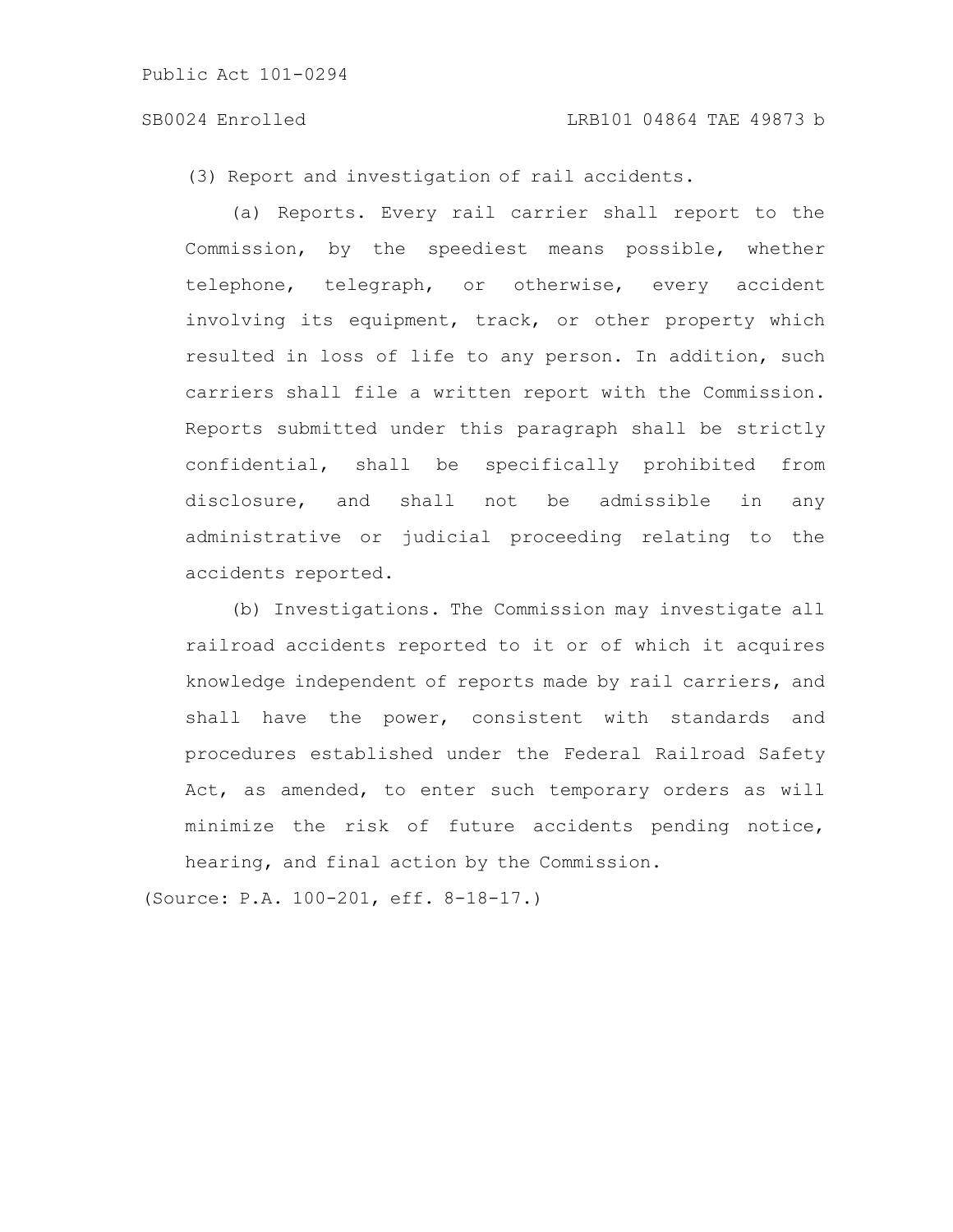(3) Report and investigation of rail accidents.

(a) Reports. Every rail carrier shall report to the Commission, by the speediest means possible, whether telephone, telegraph, or otherwise, every accident involving its equipment, track, or other property which resulted in loss of life to any person. In addition, such carriers shall file a written report with the Commission. Reports submitted under this paragraph shall be strictly confidential, shall be specifically prohibited from disclosure, and shall not be admissible in any administrative or judicial proceeding relating to the accidents reported.

(b) Investigations. The Commission may investigate all railroad accidents reported to it or of which it acquires knowledge independent of reports made by rail carriers, and shall have the power, consistent with standards and procedures established under the Federal Railroad Safety Act, as amended, to enter such temporary orders as will minimize the risk of future accidents pending notice, hearing, and final action by the Commission.

(Source: P.A. 100-201, eff. 8-18-17.)